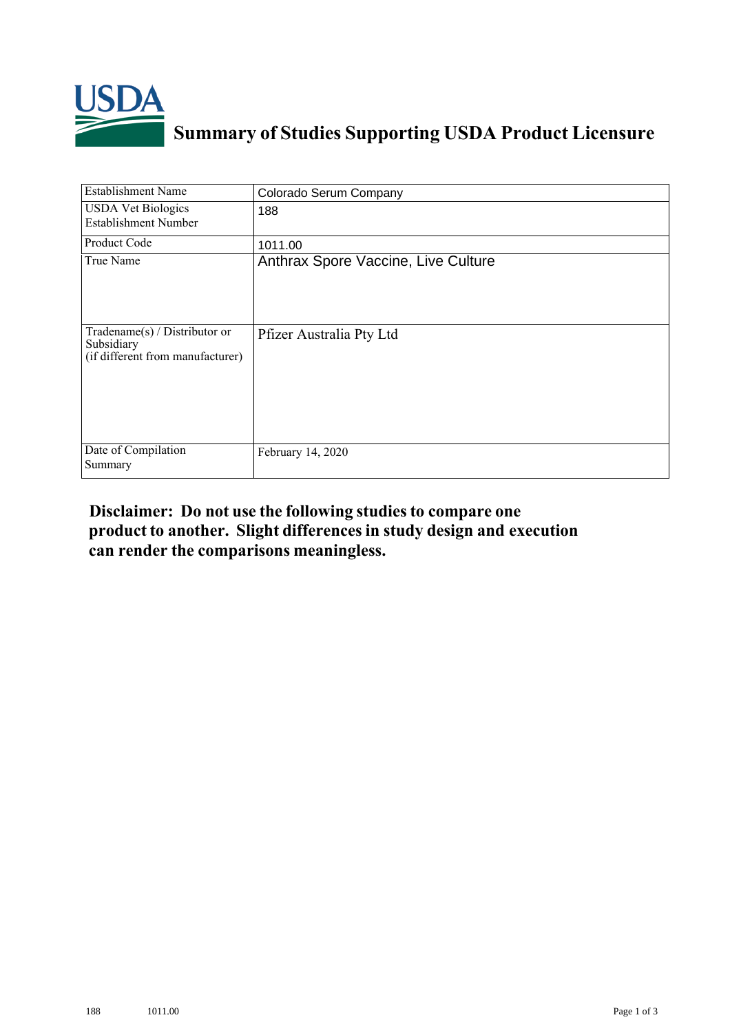# Summary of Studies Supporting USDA Product Licensure

| | |
|---|---|
| Establishment Name | Colorado Serum Company |
| USDA Vet Biologics Establishment Number | 188 |
| Product Code | 1011.00 |
| True Name | Anthrax Spore Vaccine, Live Culture |
| Tradename(s) / Distributor or Subsidiary (if different from manufacturer) | Pfizer Australia Pty Ltd |
| Date of Compilation Summary | February 14, 2020 |

**Disclaimer: Do not use the following studies to compare one product to another. Slight differences in study design and execution can render the comparisons meaningless.**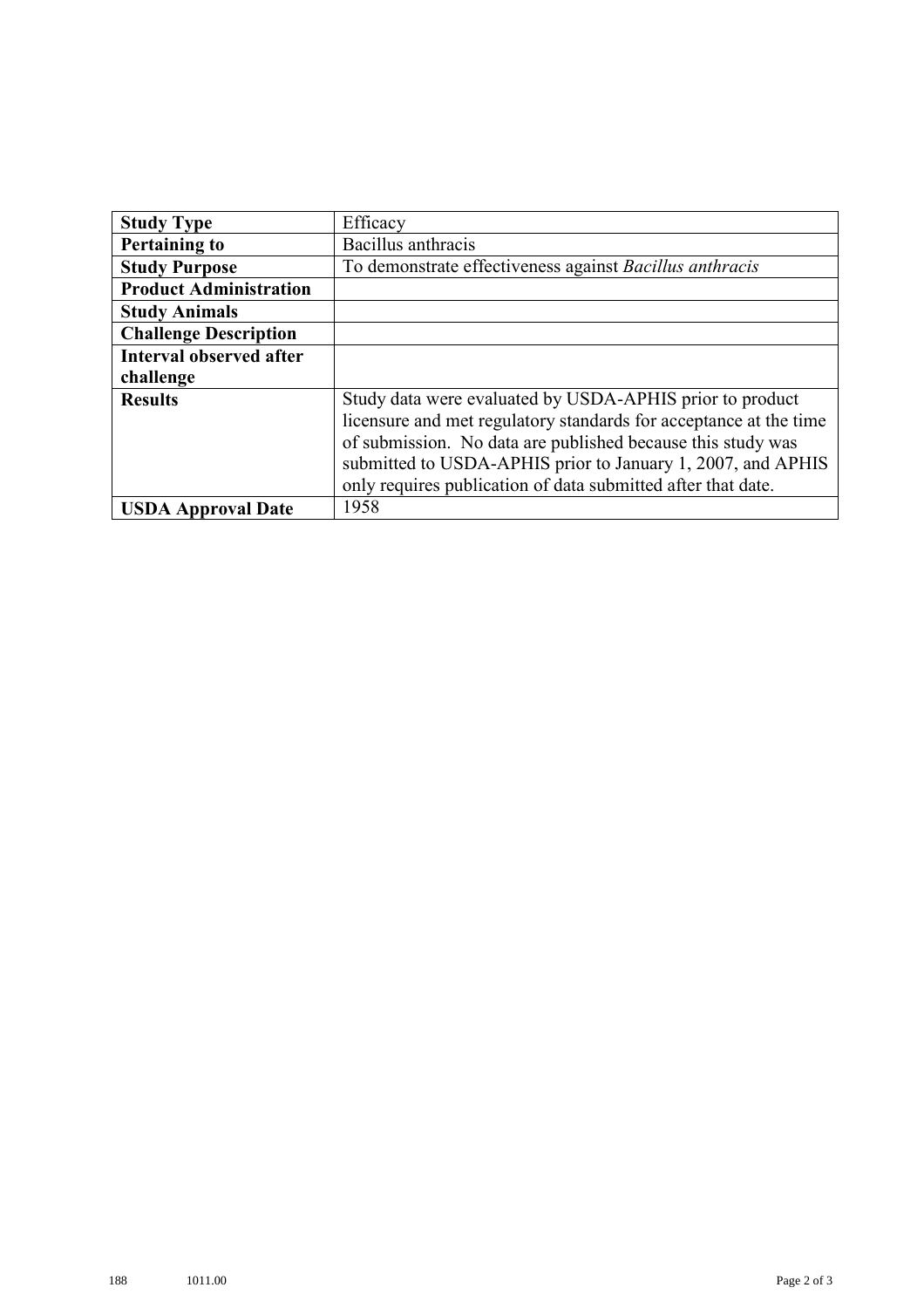| **Study Type** | Efficacy |
|---|---|
| **Pertaining to** | Bacillus anthracis |
| **Study Purpose** | To demonstrate effectiveness against *Bacillus anthracis* |
| **Product Administration** | |
| **Study Animals** | |
| **Challenge Description** | |
| **Interval observed after challenge** | |
| **Results** | Study data were evaluated by USDA-APHIS prior to product licensure and met regulatory standards for acceptance at the time of submission. No data are published because this study was submitted to USDA-APHIS prior to January 1, 2007, and APHIS only requires publication of data submitted after that date. |
| **USDA Approval Date** | 1958 |

188 1011.00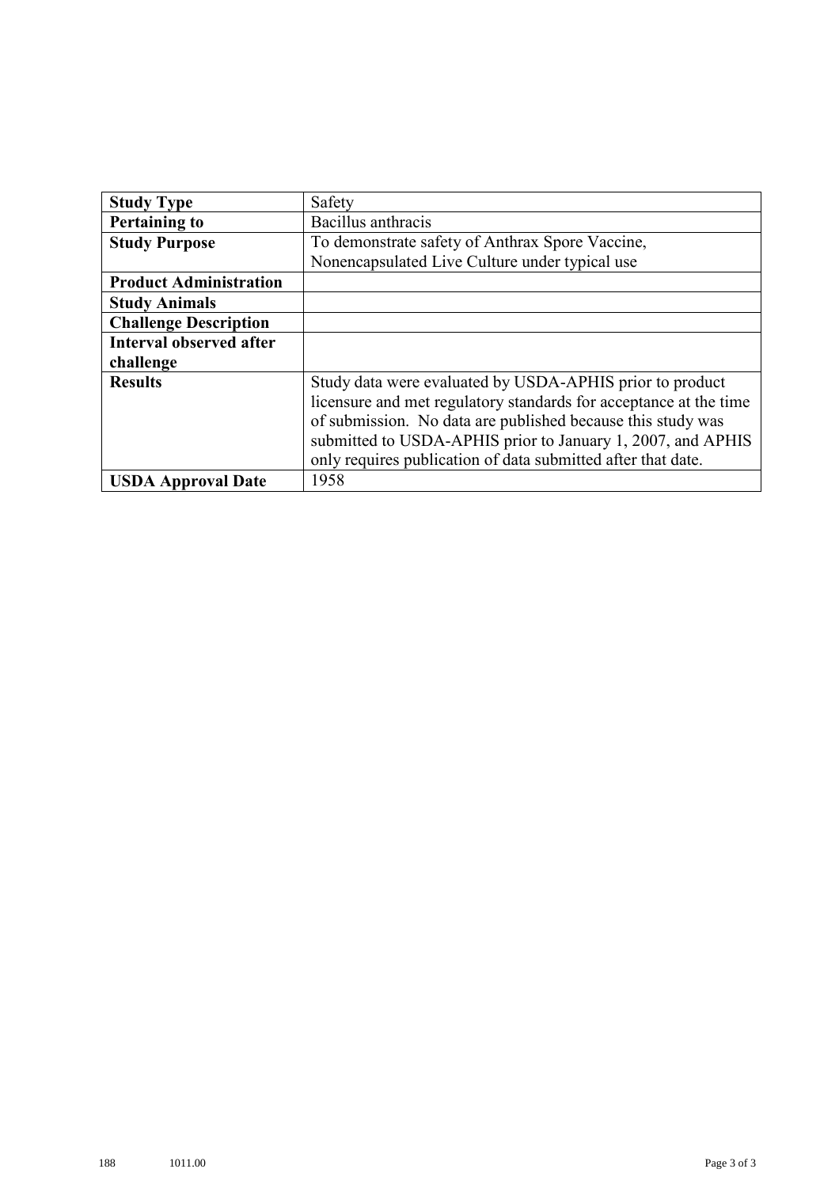| | |
|---|---|
| **Study Type** | Safety |
| **Pertaining to** | Bacillus anthracis |
| **Study Purpose** | To demonstrate safety of Anthrax Spore Vaccine, Nonencapsulated Live Culture under typical use |
| **Product Administration** | |
| **Study Animals** | |
| **Challenge Description** | |
| **Interval observed after challenge** | |
| **Results** | Study data were evaluated by USDA-APHIS prior to product licensure and met regulatory standards for acceptance at the time of submission. No data are published because this study was submitted to USDA-APHIS prior to January 1, 2007, and APHIS only requires publication of data submitted after that date. |
| **USDA Approval Date** | 1958 |

188 1011.00